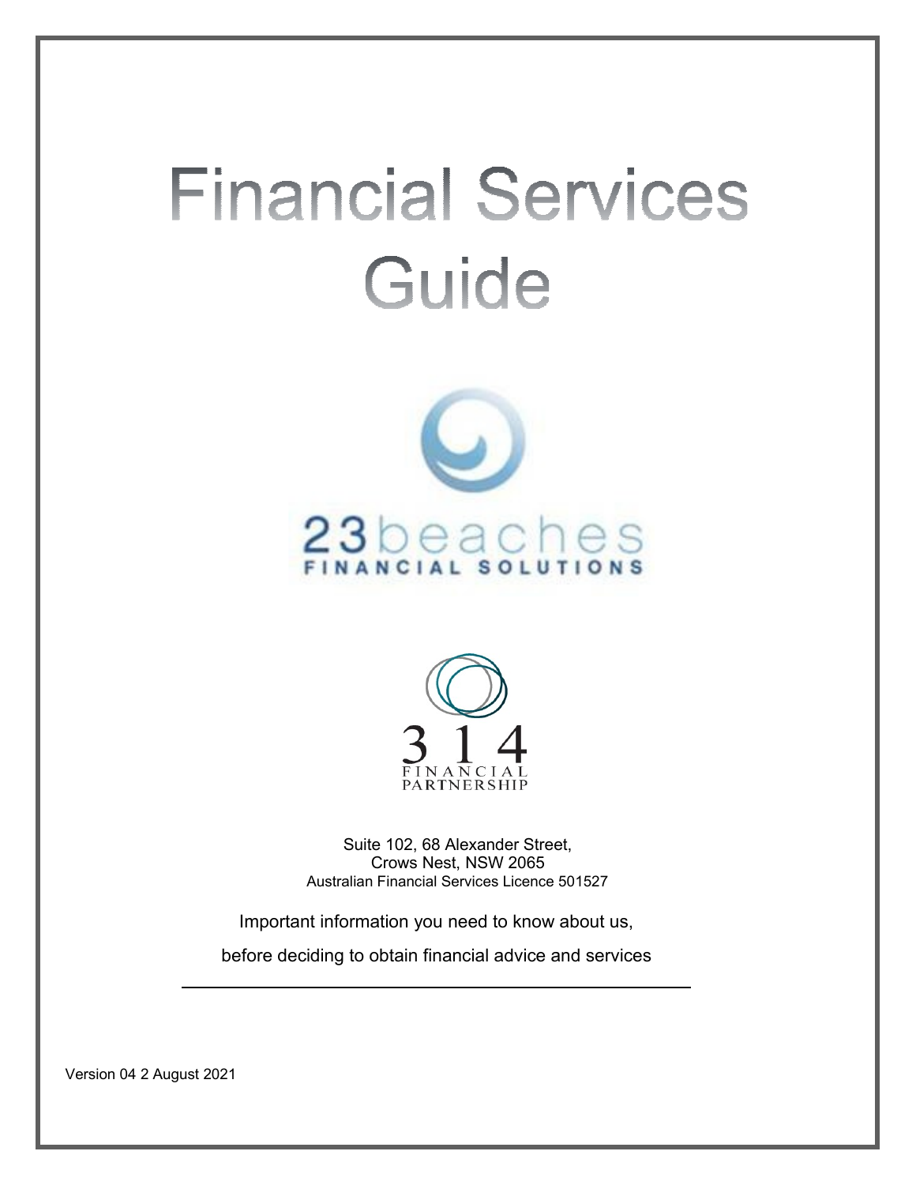# Financial Services Guide

23beaches

FINANCIAL SOLUTIONS

314

FINANCIAL PARTNERSHIP

Suite 102, 68 Alexander Street,
Crows Nest, NSW 2065
Australian Financial Services Licence 501527

Important information you need to know about us,

before deciding to obtain financial advice and services

Version 04 2 August 2021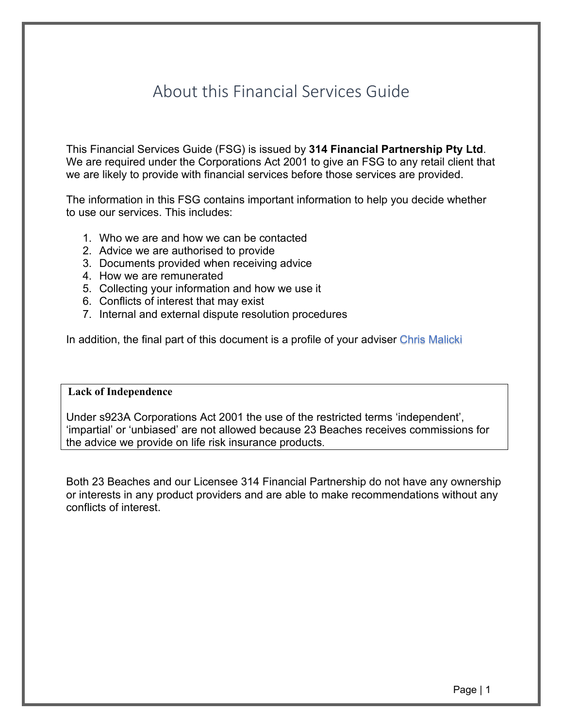# About this Financial Services Guide

This Financial Services Guide (FSG) is issued by **314 Financial Partnership Pty Ltd**. We are required under the Corporations Act 2001 to give an FSG to any retail client that we are likely to provide with financial services before those services are provided.

The information in this FSG contains important information to help you decide whether to use our services. This includes:

1. Who we are and how we can be contacted
2. Advice we are authorised to provide
3. Documents provided when receiving advice
4. How we are remunerated
5. Collecting your information and how we use it
6. Conflicts of interest that may exist
7. Internal and external dispute resolution procedures

In addition, the final part of this document is a profile of your adviser Chris Malicki

**Lack of Independence**

Under s923A Corporations Act 2001 the use of the restricted terms 'independent', 'impartial' or 'unbiased' are not allowed because 23 Beaches receives commissions for the advice we provide on life risk insurance products.

Both 23 Beaches and our Licensee 314 Financial Partnership do not have any ownership or interests in any product providers and are able to make recommendations without any conflicts of interest.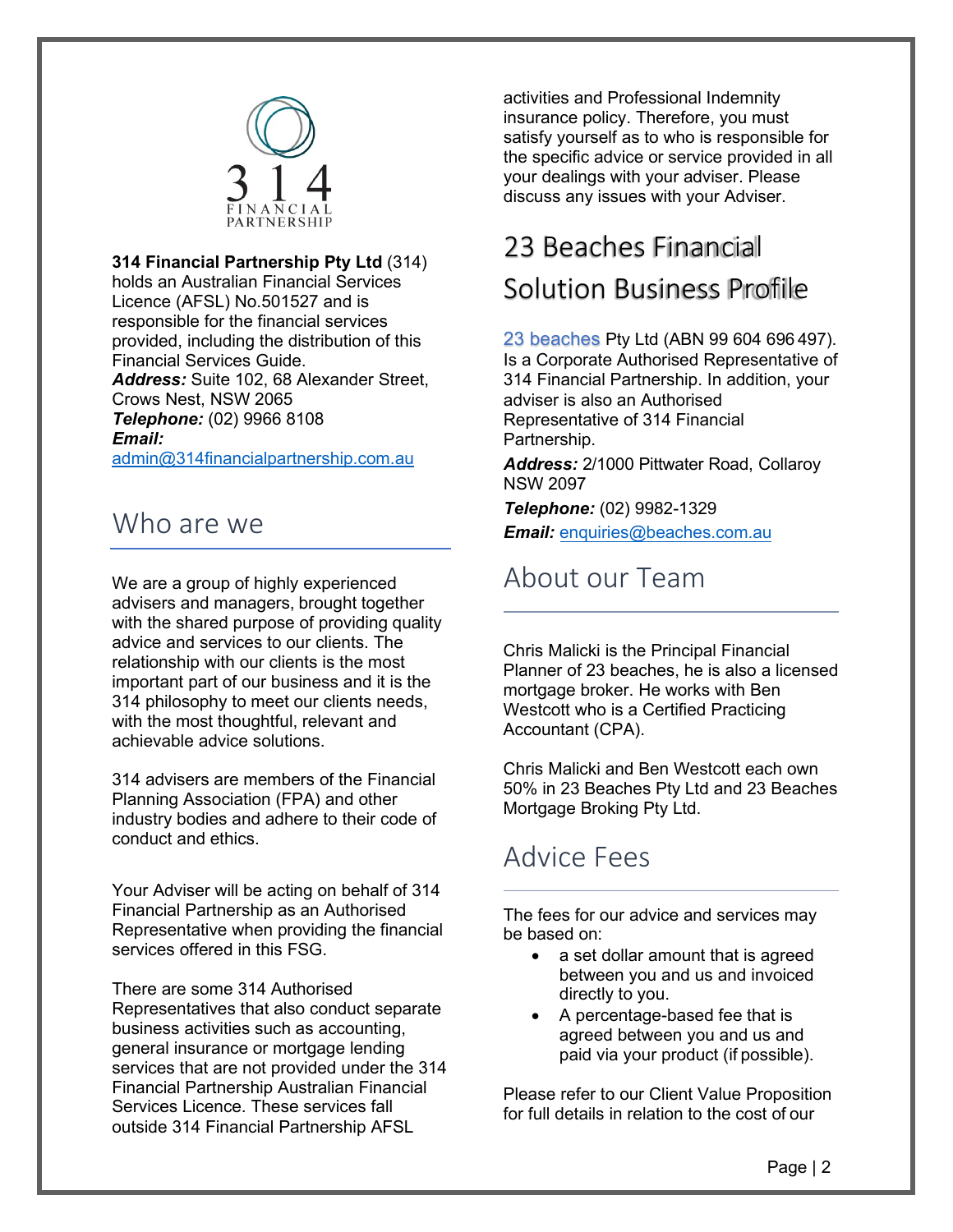**314 Financial Partnership Pty Ltd** (314) holds an Australian Financial Services Licence (AFSL) No.501527 and is responsible for the financial services provided, including the distribution of this Financial Services Guide.

***Address:*** Suite 102, 68 Alexander Street, Crows Nest, NSW 2065

***Telephone:*** (02) 9966 8108

***Email:*** admin@314financialpartnership.com.au

## Who are we

We are a group of highly experienced advisers and managers, brought together with the shared purpose of providing quality advice and services to our clients. The relationship with our clients is the most important part of our business and it is the 314 philosophy to meet our clients needs, with the most thoughtful, relevant and achievable advice solutions.

314 advisers are members of the Financial Planning Association (FPA) and other industry bodies and adhere to their code of conduct and ethics.

Your Adviser will be acting on behalf of 314 Financial Partnership as an Authorised Representative when providing the financial services offered in this FSG.

There are some 314 Authorised Representatives that also conduct separate business activities such as accounting, general insurance or mortgage lending services that are not provided under the 314 Financial Partnership Australian Financial Services Licence. These services fall outside 314 Financial Partnership AFSL activities and Professional Indemnity insurance policy. Therefore, you must satisfy yourself as to who is responsible for the specific advice or service provided in all your dealings with your adviser. Please discuss any issues with your Adviser.

## 23 Beaches Financial Solution Business Profile

23 beaches Pty Ltd (ABN 99 604 696 497). Is a Corporate Authorised Representative of 314 Financial Partnership. In addition, your adviser is also an Authorised Representative of 314 Financial Partnership.

***Address:*** 2/1000 Pittwater Road, Collaroy NSW 2097

***Telephone:*** (02) 9982-1329

***Email:*** enquiries@beaches.com.au

## About our Team

Chris Malicki is the Principal Financial Planner of 23 beaches, he is also a licensed mortgage broker. He works with Ben Westcott who is a Certified Practicing Accountant (CPA).

Chris Malicki and Ben Westcott each own 50% in 23 Beaches Pty Ltd and 23 Beaches Mortgage Broking Pty Ltd.

## Advice Fees

The fees for our advice and services may be based on:

- a set dollar amount that is agreed between you and us and invoiced directly to you.
- A percentage-based fee that is agreed between you and us and paid via your product (if possible).

Please refer to our Client Value Proposition for full details in relation to the cost of our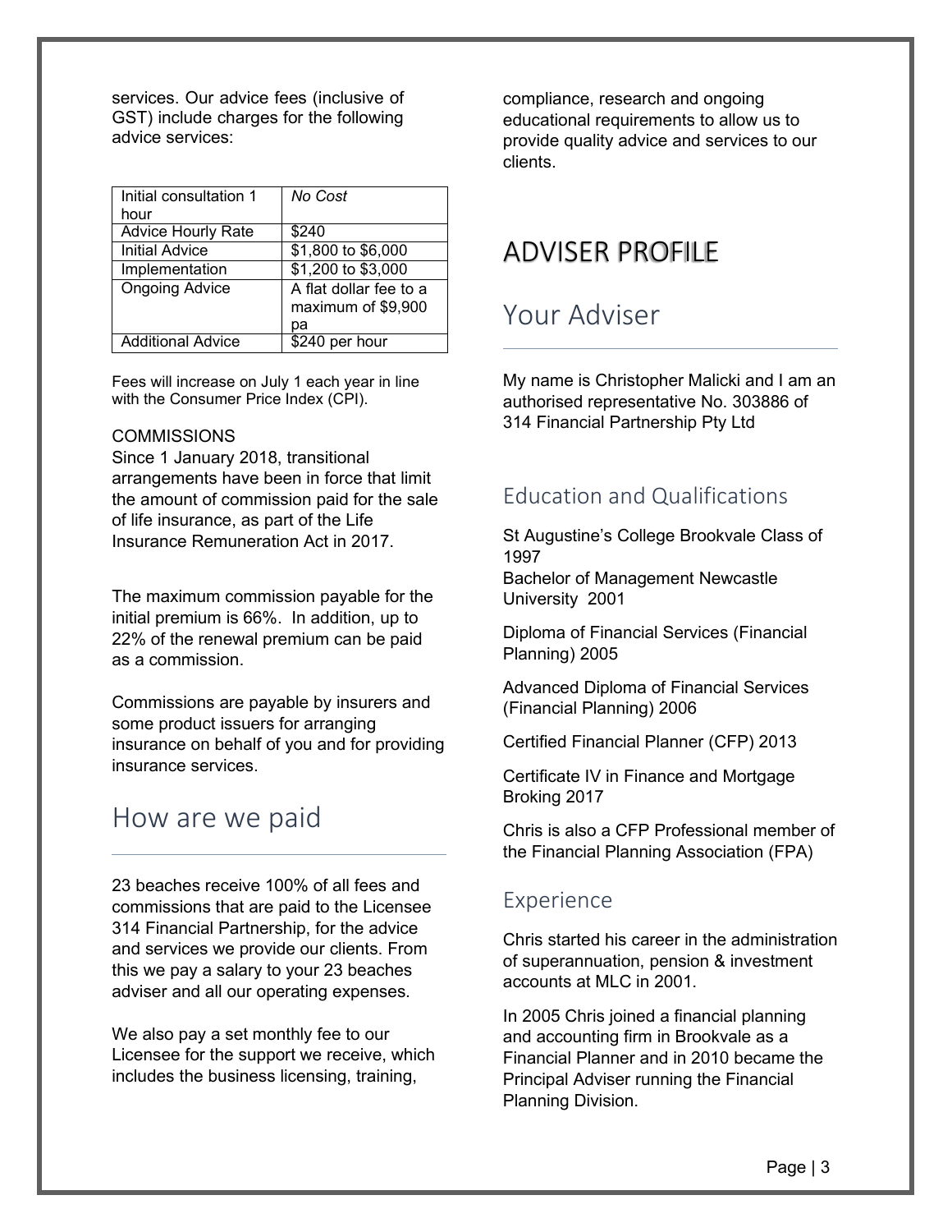services. Our advice fees (inclusive of GST) include charges for the following advice services:

| | |
|---|---|
| Initial consultation 1 hour | *No Cost* |
| Advice Hourly Rate | $240 |
| Initial Advice | $1,800 to $6,000 |
| Implementation | $1,200 to $3,000 |
| Ongoing Advice | A flat dollar fee to a maximum of $9,900 pa |
| Additional Advice | $240 per hour |

Fees will increase on July 1 each year in line with the Consumer Price Index (CPI).

COMMISSIONS

Since 1 January 2018, transitional arrangements have been in force that limit the amount of commission paid for the sale of life insurance, as part of the Life Insurance Remuneration Act in 2017.

The maximum commission payable for the initial premium is 66%. In addition, up to 22% of the renewal premium can be paid as a commission.

Commissions are payable by insurers and some product issuers for arranging insurance on behalf of you and for providing insurance services.

## How are we paid

23 beaches receive 100% of all fees and commissions that are paid to the Licensee 314 Financial Partnership, for the advice and services we provide our clients. From this we pay a salary to your 23 beaches adviser and all our operating expenses.

We also pay a set monthly fee to our Licensee for the support we receive, which includes the business licensing, training, compliance, research and ongoing educational requirements to allow us to provide quality advice and services to our clients.

# ADVISER PROFILE

## Your Adviser

My name is Christopher Malicki and I am an authorised representative No. 303886 of 314 Financial Partnership Pty Ltd

### Education and Qualifications

St Augustine's College Brookvale Class of 1997
Bachelor of Management Newcastle University 2001

Diploma of Financial Services (Financial Planning) 2005

Advanced Diploma of Financial Services (Financial Planning) 2006

Certified Financial Planner (CFP) 2013

Certificate IV in Finance and Mortgage Broking 2017

Chris is also a CFP Professional member of the Financial Planning Association (FPA)

### Experience

Chris started his career in the administration of superannuation, pension & investment accounts at MLC in 2001.

In 2005 Chris joined a financial planning and accounting firm in Brookvale as a Financial Planner and in 2010 became the Principal Adviser running the Financial Planning Division.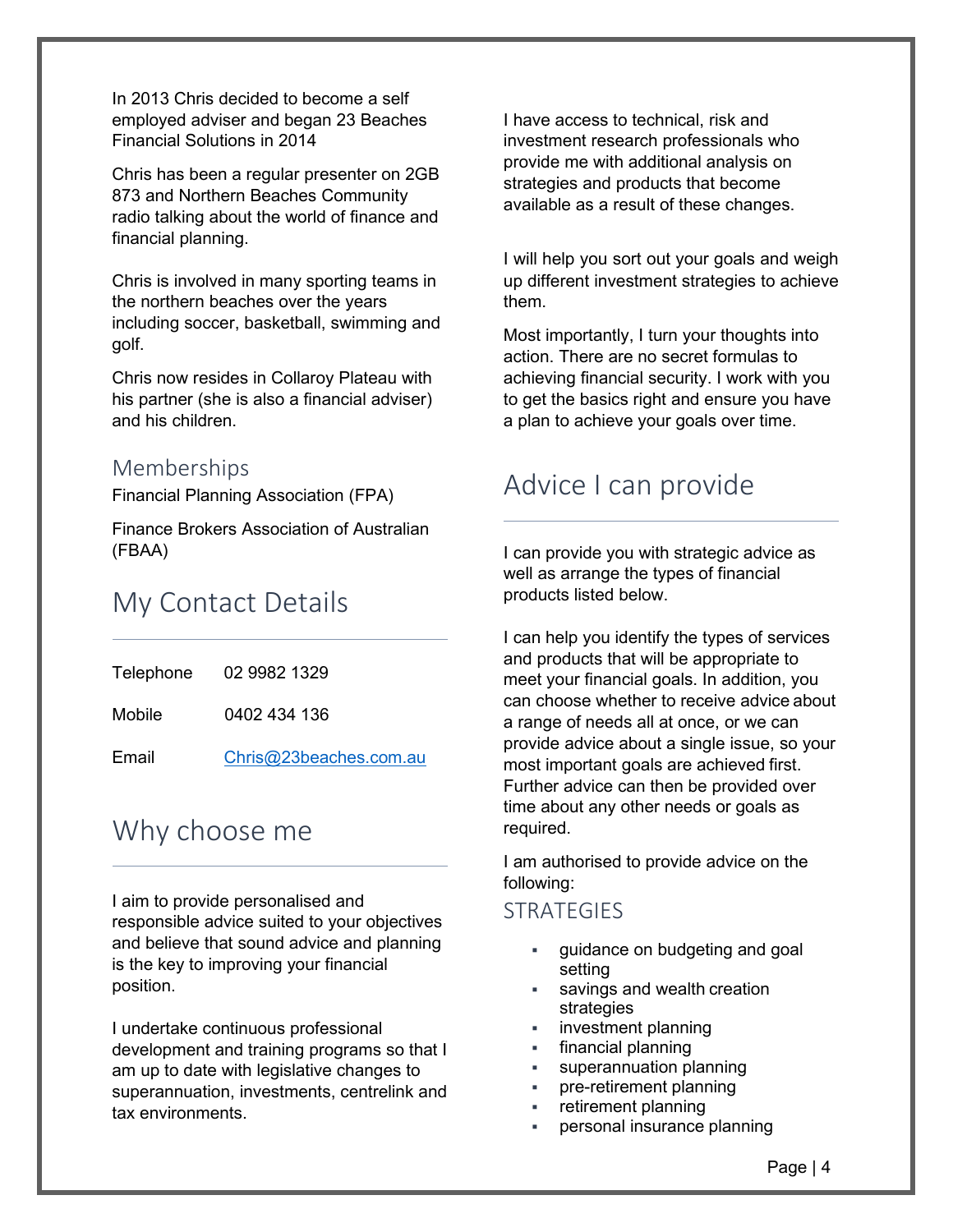In 2013 Chris decided to become a self employed adviser and began 23 Beaches Financial Solutions in 2014

Chris has been a regular presenter on 2GB 873 and Northern Beaches Community radio talking about the world of finance and financial planning.

Chris is involved in many sporting teams in the northern beaches over the years including soccer, basketball, swimming and golf.

Chris now resides in Collaroy Plateau with his partner (she is also a financial adviser) and his children.

### Memberships

Financial Planning Association (FPA)

Finance Brokers Association of Australian (FBAA)

## My Contact Details

| | |
|---|---|
| Telephone | 02 9982 1329 |
| Mobile | 0402 434 136 |
| Email | Chris@23beaches.com.au |

## Why choose me

I aim to provide personalised and responsible advice suited to your objectives and believe that sound advice and planning is the key to improving your financial position.

I undertake continuous professional development and training programs so that I am up to date with legislative changes to superannuation, investments, centrelink and tax environments.

I have access to technical, risk and investment research professionals who provide me with additional analysis on strategies and products that become available as a result of these changes.

I will help you sort out your goals and weigh up different investment strategies to achieve them.

Most importantly, I turn your thoughts into action. There are no secret formulas to achieving financial security. I work with you to get the basics right and ensure you have a plan to achieve your goals over time.

## Advice I can provide

I can provide you with strategic advice as well as arrange the types of financial products listed below.

I can help you identify the types of services and products that will be appropriate to meet your financial goals. In addition, you can choose whether to receive advice about a range of needs all at once, or we can provide advice about a single issue, so your most important goals are achieved first. Further advice can then be provided over time about any other needs or goals as required.

I am authorised to provide advice on the following:

### STRATEGIES

- guidance on budgeting and goal setting
- savings and wealth creation strategies
- investment planning
- financial planning
- superannuation planning
- pre-retirement planning
- retirement planning
- personal insurance planning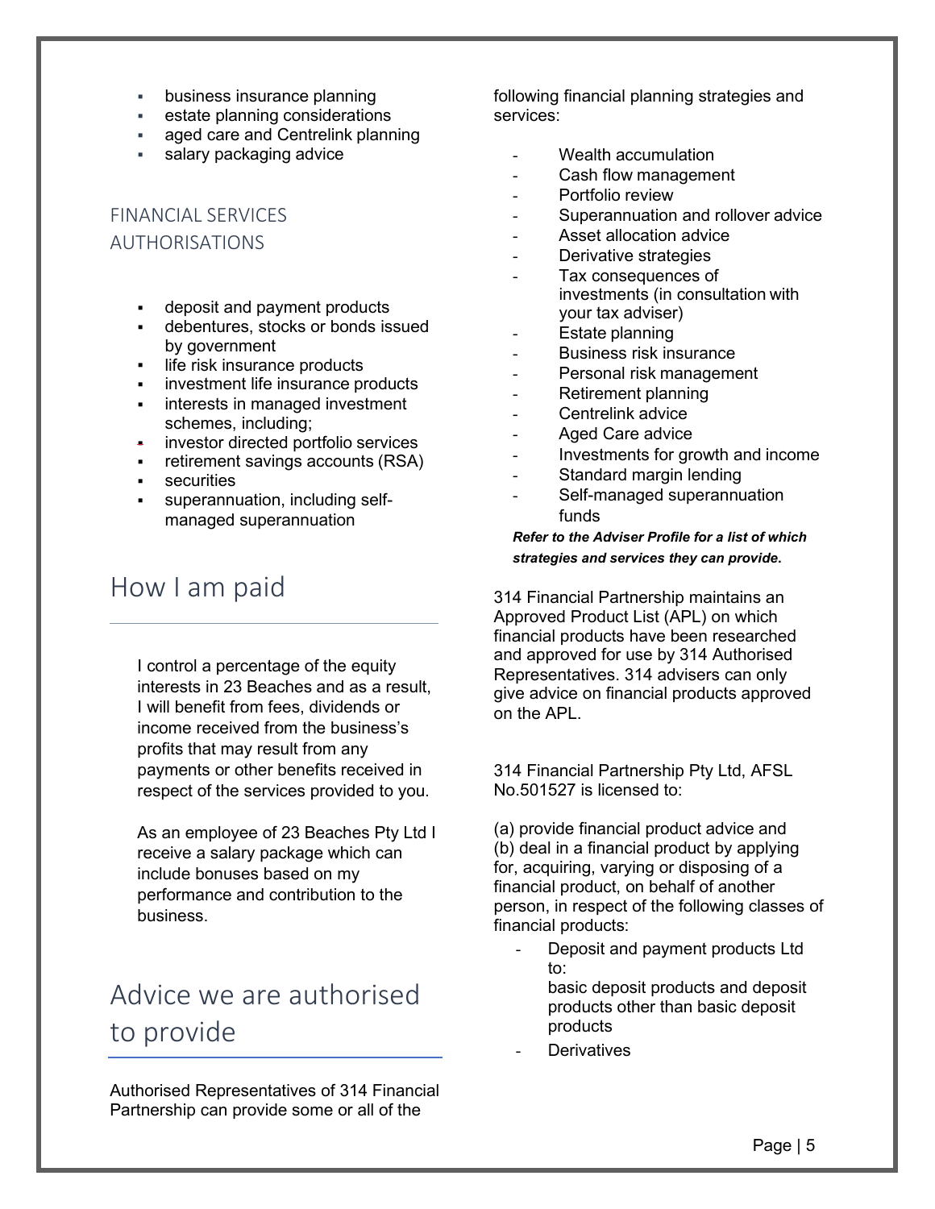- business insurance planning
- estate planning considerations
- aged care and Centrelink planning
- salary packaging advice

### FINANCIAL SERVICES AUTHORISATIONS

- deposit and payment products
- debentures, stocks or bonds issued by government
- life risk insurance products
- investment life insurance products
- interests in managed investment schemes, including;
- investor directed portfolio services
- retirement savings accounts (RSA)
- securities
- superannuation, including self-managed superannuation

## How I am paid

I control a percentage of the equity interests in 23 Beaches and as a result, I will benefit from fees, dividends or income received from the business's profits that may result from any payments or other benefits received in respect of the services provided to you.

As an employee of 23 Beaches Pty Ltd I receive a salary package which can include bonuses based on my performance and contribution to the business.

## Advice we are authorised to provide

Authorised Representatives of 314 Financial Partnership can provide some or all of the following financial planning strategies and services:

- Wealth accumulation
- Cash flow management
- Portfolio review
- Superannuation and rollover advice
- Asset allocation advice
- Derivative strategies
- Tax consequences of investments (in consultation with your tax adviser)
- Estate planning
- Business risk insurance
- Personal risk management
- Retirement planning
- Centrelink advice
- Aged Care advice
- Investments for growth and income
- Standard margin lending
- Self-managed superannuation funds

***Refer to the Adviser Profile for a list of which strategies and services they can provide.***

314 Financial Partnership maintains an Approved Product List (APL) on which financial products have been researched and approved for use by 314 Authorised Representatives. 314 advisers can only give advice on financial products approved on the APL.

314 Financial Partnership Pty Ltd, AFSL No.501527 is licensed to:

(a) provide financial product advice and
(b) deal in a financial product by applying for, acquiring, varying or disposing of a financial product, on behalf of another person, in respect of the following classes of financial products:

- Deposit and payment products Ltd to:
  basic deposit products and deposit products other than basic deposit products
- Derivatives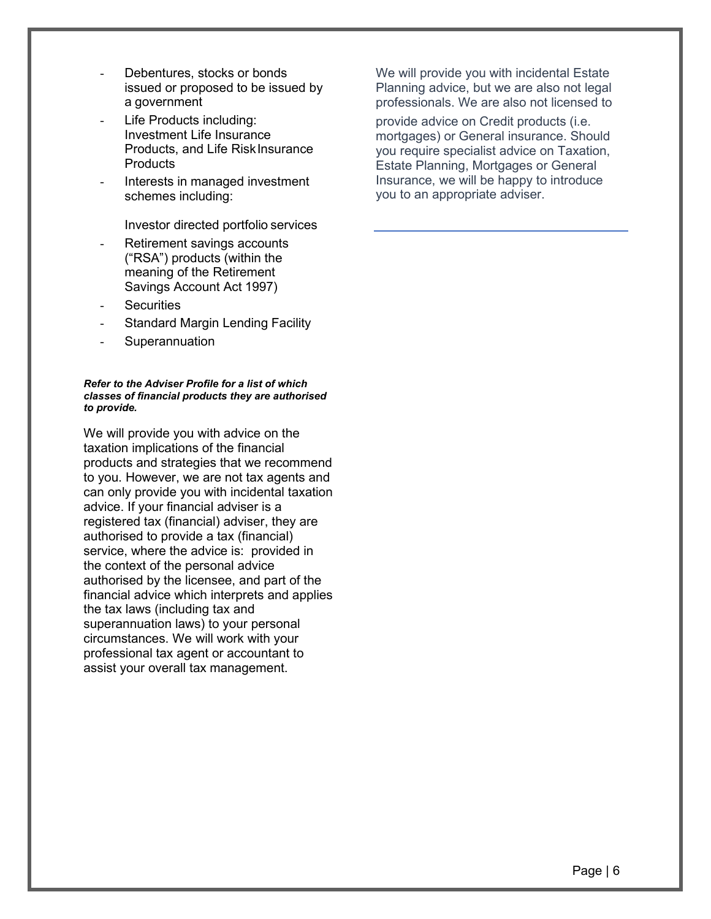- Debentures, stocks or bonds issued or proposed to be issued by a government
- Life Products including: Investment Life Insurance Products, and Life Risk Insurance Products
- Interests in managed investment schemes including:

  Investor directed portfolio services
- Retirement savings accounts ("RSA") products (within the meaning of the Retirement Savings Account Act 1997)
- Securities
- Standard Margin Lending Facility
- Superannuation

***Refer to the Adviser Profile for a list of which classes of financial products they are authorised to provide.***

We will provide you with advice on the taxation implications of the financial products and strategies that we recommend to you. However, we are not tax agents and can only provide you with incidental taxation advice. If your financial adviser is a registered tax (financial) adviser, they are authorised to provide a tax (financial) service, where the advice is: provided in the context of the personal advice authorised by the licensee, and part of the financial advice which interprets and applies the tax laws (including tax and superannuation laws) to your personal circumstances. We will work with your professional tax agent or accountant to assist your overall tax management.

We will provide you with incidental Estate Planning advice, but we are also not legal professionals. We are also not licensed to provide advice on Credit products (i.e. mortgages) or General insurance. Should you require specialist advice on Taxation, Estate Planning, Mortgages or General Insurance, we will be happy to introduce you to an appropriate adviser.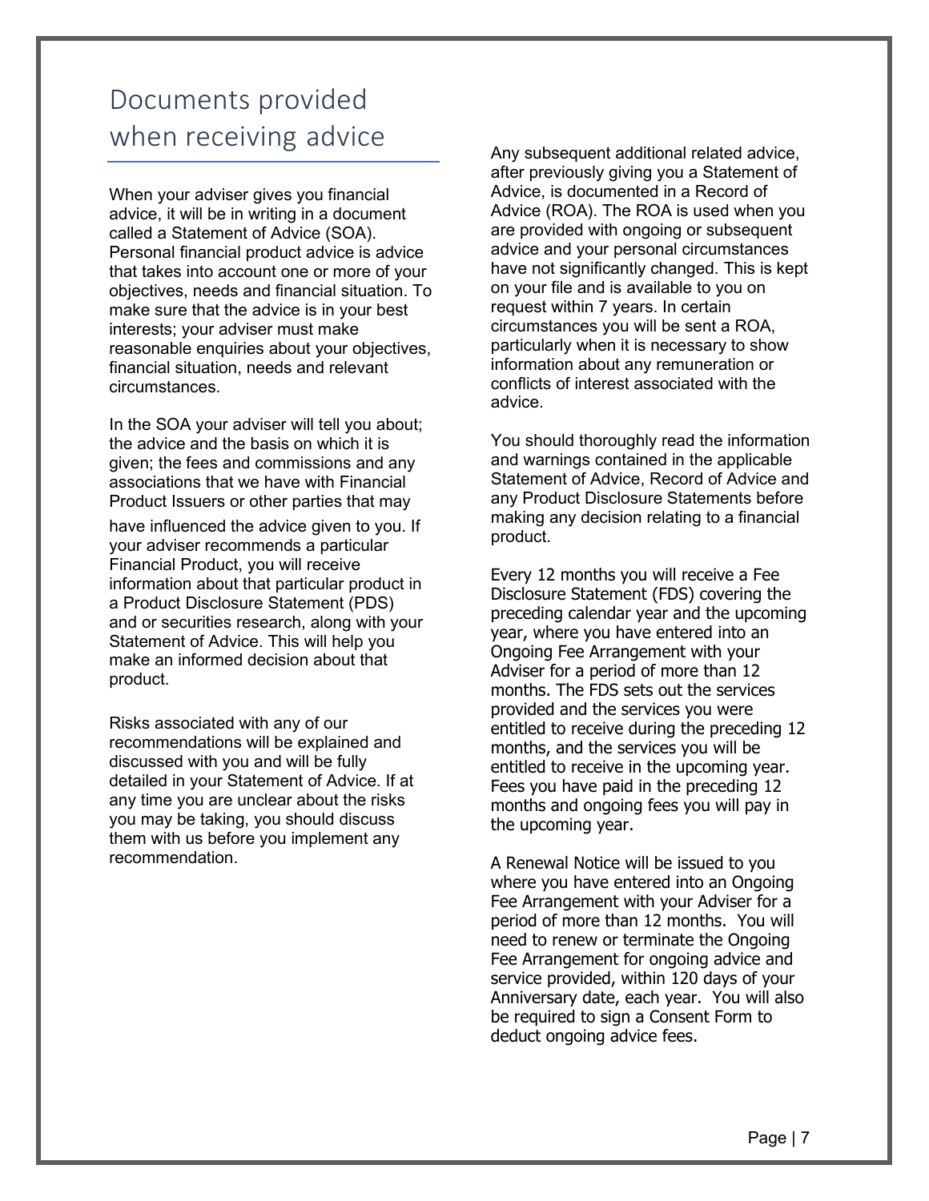# Documents provided when receiving advice

When your adviser gives you financial advice, it will be in writing in a document called a Statement of Advice (SOA). Personal financial product advice is advice that takes into account one or more of your objectives, needs and financial situation. To make sure that the advice is in your best interests; your adviser must make reasonable enquiries about your objectives, financial situation, needs and relevant circumstances.

In the SOA your adviser will tell you about; the advice and the basis on which it is given; the fees and commissions and any associations that we have with Financial Product Issuers or other parties that may have influenced the advice given to you. If your adviser recommends a particular Financial Product, you will receive information about that particular product in a Product Disclosure Statement (PDS) and or securities research, along with your Statement of Advice. This will help you make an informed decision about that product.

Risks associated with any of our recommendations will be explained and discussed with you and will be fully detailed in your Statement of Advice. If at any time you are unclear about the risks you may be taking, you should discuss them with us before you implement any recommendation.

Any subsequent additional related advice, after previously giving you a Statement of Advice, is documented in a Record of Advice (ROA). The ROA is used when you are provided with ongoing or subsequent advice and your personal circumstances have not significantly changed. This is kept on your file and is available to you on request within 7 years. In certain circumstances you will be sent a ROA, particularly when it is necessary to show information about any remuneration or conflicts of interest associated with the advice.

You should thoroughly read the information and warnings contained in the applicable Statement of Advice, Record of Advice and any Product Disclosure Statements before making any decision relating to a financial product.

Every 12 months you will receive a Fee Disclosure Statement (FDS) covering the preceding calendar year and the upcoming year, where you have entered into an Ongoing Fee Arrangement with your Adviser for a period of more than 12 months. The FDS sets out the services provided and the services you were entitled to receive during the preceding 12 months, and the services you will be entitled to receive in the upcoming year. Fees you have paid in the preceding 12 months and ongoing fees you will pay in the upcoming year.

A Renewal Notice will be issued to you where you have entered into an Ongoing Fee Arrangement with your Adviser for a period of more than 12 months. You will need to renew or terminate the Ongoing Fee Arrangement for ongoing advice and service provided, within 120 days of your Anniversary date, each year. You will also be required to sign a Consent Form to deduct ongoing advice fees.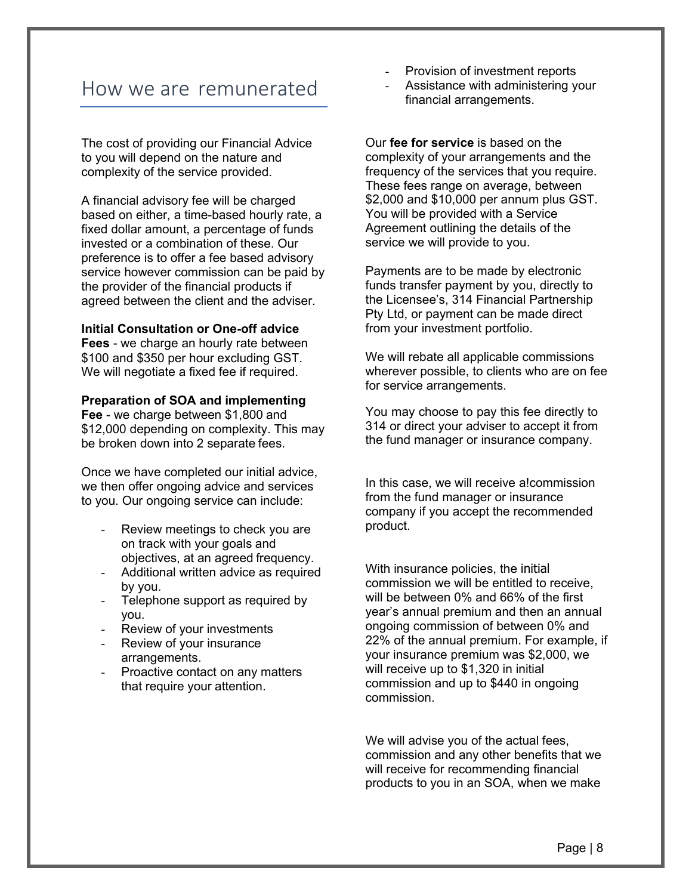## How we are remunerated

The cost of providing our Financial Advice to you will depend on the nature and complexity of the service provided.

A financial advisory fee will be charged based on either, a time-based hourly rate, a fixed dollar amount, a percentage of funds invested or a combination of these. Our preference is to offer a fee based advisory service however commission can be paid by the provider of the financial products if agreed between the client and the adviser.

**Initial Consultation or One-off advice Fees** - we charge an hourly rate between $100 and $350 per hour excluding GST. We will negotiate a fixed fee if required.

**Preparation of SOA and implementing Fee** - we charge between $1,800 and $12,000 depending on complexity. This may be broken down into 2 separate fees.

Once we have completed our initial advice, we then offer ongoing advice and services to you. Our ongoing service can include:

- Review meetings to check you are on track with your goals and objectives, at an agreed frequency.
- Additional written advice as required by you.
- Telephone support as required by you.
- Review of your investments
- Review of your insurance arrangements.
- Proactive contact on any matters that require your attention.
- Provision of investment reports
- Assistance with administering your financial arrangements.

Our **fee for service** is based on the complexity of your arrangements and the frequency of the services that you require. These fees range on average, between $2,000 and $10,000 per annum plus GST. You will be provided with a Service Agreement outlining the details of the service we will provide to you.

Payments are to be made by electronic funds transfer payment by you, directly to the Licensee's, 314 Financial Partnership Pty Ltd, or payment can be made direct from your investment portfolio.

We will rebate all applicable commissions wherever possible, to clients who are on fee for service arrangements.

You may choose to pay this fee directly to 314 or direct your adviser to accept it from the fund manager or insurance company.

In this case, we will receive a!commission from the fund manager or insurance company if you accept the recommended product.

With insurance policies, the initial commission we will be entitled to receive, will be between 0% and 66% of the first year's annual premium and then an annual ongoing commission of between 0% and 22% of the annual premium. For example, if your insurance premium was $2,000, we will receive up to $1,320 in initial commission and up to $440 in ongoing commission.

We will advise you of the actual fees, commission and any other benefits that we will receive for recommending financial products to you in an SOA, when we make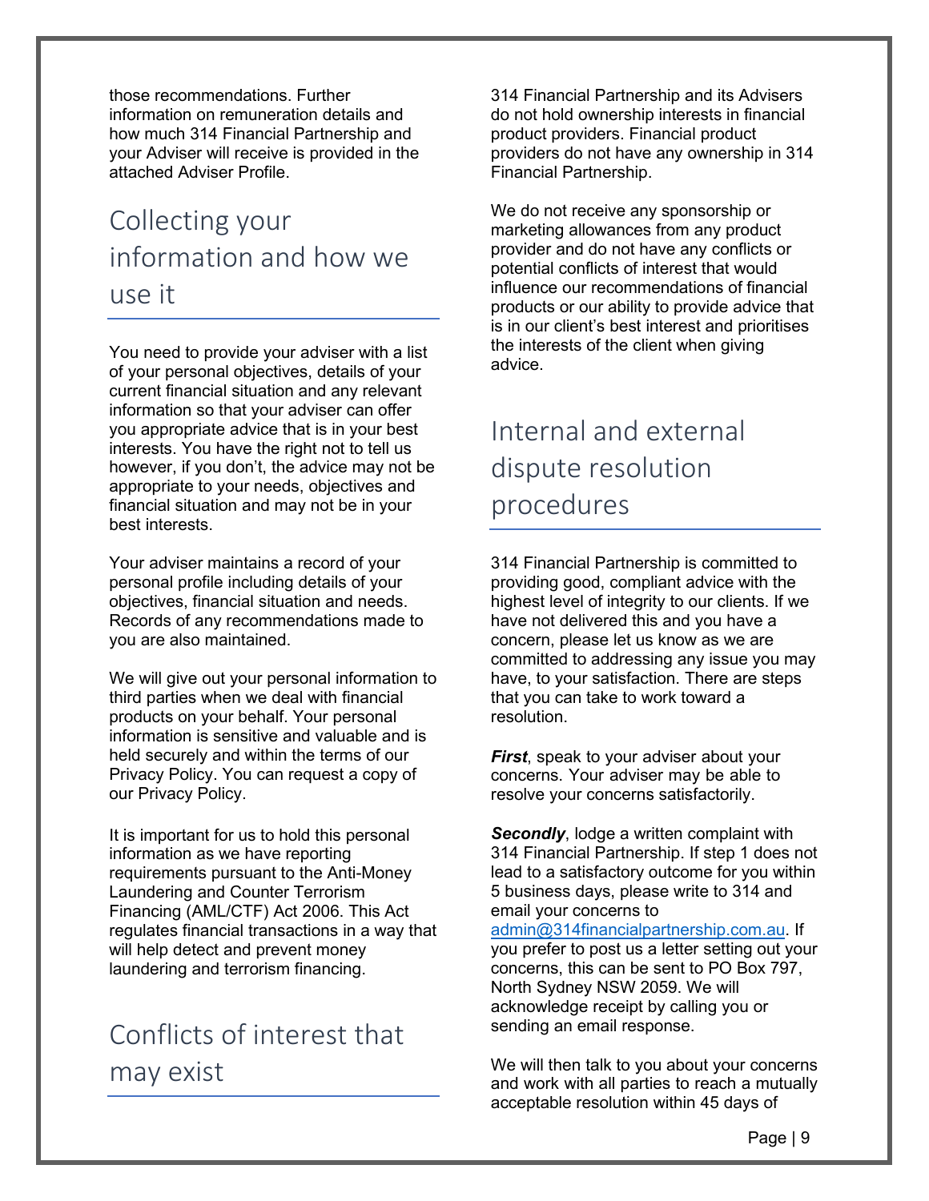those recommendations. Further information on remuneration details and how much 314 Financial Partnership and your Adviser will receive is provided in the attached Adviser Profile.

## Collecting your information and how we use it

You need to provide your adviser with a list of your personal objectives, details of your current financial situation and any relevant information so that your adviser can offer you appropriate advice that is in your best interests. You have the right not to tell us however, if you don't, the advice may not be appropriate to your needs, objectives and financial situation and may not be in your best interests.

Your adviser maintains a record of your personal profile including details of your objectives, financial situation and needs. Records of any recommendations made to you are also maintained.

We will give out your personal information to third parties when we deal with financial products on your behalf. Your personal information is sensitive and valuable and is held securely and within the terms of our Privacy Policy. You can request a copy of our Privacy Policy.

It is important for us to hold this personal information as we have reporting requirements pursuant to the Anti-Money Laundering and Counter Terrorism Financing (AML/CTF) Act 2006. This Act regulates financial transactions in a way that will help detect and prevent money laundering and terrorism financing.

## Conflicts of interest that may exist

314 Financial Partnership and its Advisers do not hold ownership interests in financial product providers. Financial product providers do not have any ownership in 314 Financial Partnership.

We do not receive any sponsorship or marketing allowances from any product provider and do not have any conflicts or potential conflicts of interest that would influence our recommendations of financial products or our ability to provide advice that is in our client's best interest and prioritises the interests of the client when giving advice.

## Internal and external dispute resolution procedures

314 Financial Partnership is committed to providing good, compliant advice with the highest level of integrity to our clients. If we have not delivered this and you have a concern, please let us know as we are committed to addressing any issue you may have, to your satisfaction. There are steps that you can take to work toward a resolution.

***First***, speak to your adviser about your concerns. Your adviser may be able to resolve your concerns satisfactorily.

***Secondly***, lodge a written complaint with 314 Financial Partnership. If step 1 does not lead to a satisfactory outcome for you within 5 business days, please write to 314 and email your concerns to admin@314financialpartnership.com.au. If you prefer to post us a letter setting out your concerns, this can be sent to PO Box 797, North Sydney NSW 2059. We will acknowledge receipt by calling you or sending an email response.

We will then talk to you about your concerns and work with all parties to reach a mutually acceptable resolution within 45 days of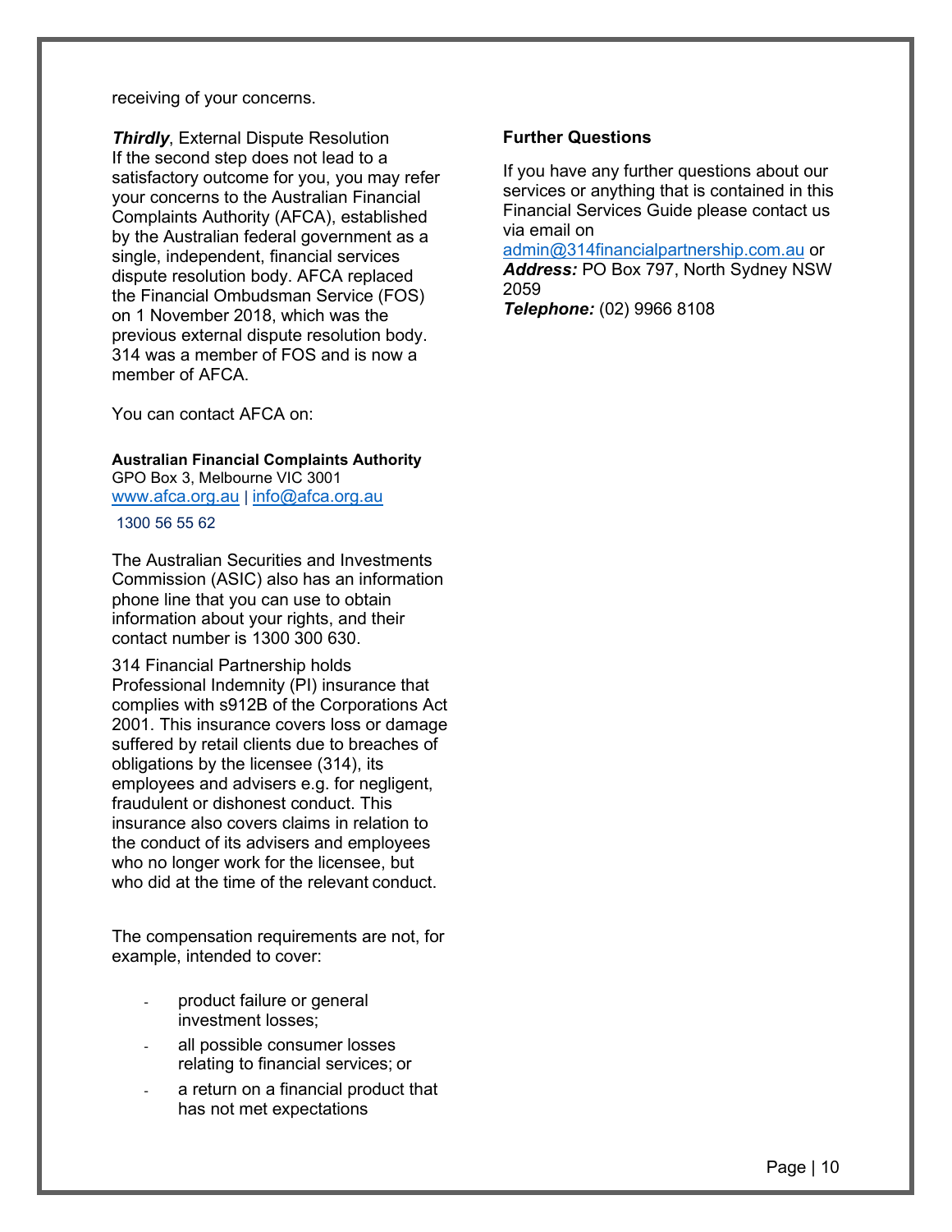receiving of your concerns.

***Thirdly***, External Dispute Resolution
If the second step does not lead to a satisfactory outcome for you, you may refer your concerns to the Australian Financial Complaints Authority (AFCA), established by the Australian federal government as a single, independent, financial services dispute resolution body. AFCA replaced the Financial Ombudsman Service (FOS) on 1 November 2018, which was the previous external dispute resolution body. 314 was a member of FOS and is now a member of AFCA.

You can contact AFCA on:

**Australian Financial Complaints Authority**
GPO Box 3, Melbourne VIC 3001
www.afca.org.au | info@afca.org.au
1300 56 55 62

The Australian Securities and Investments Commission (ASIC) also has an information phone line that you can use to obtain information about your rights, and their contact number is 1300 300 630.

314 Financial Partnership holds Professional Indemnity (PI) insurance that complies with s912B of the Corporations Act 2001. This insurance covers loss or damage suffered by retail clients due to breaches of obligations by the licensee (314), its employees and advisers e.g. for negligent, fraudulent or dishonest conduct. This insurance also covers claims in relation to the conduct of its advisers and employees who no longer work for the licensee, but who did at the time of the relevant conduct.

The compensation requirements are not, for example, intended to cover:

- product failure or general investment losses;
- all possible consumer losses relating to financial services; or
- a return on a financial product that has not met expectations

**Further Questions**

If you have any further questions about our services or anything that is contained in this Financial Services Guide please contact us via email on admin@314financialpartnership.com.au or
***Address:*** PO Box 797, North Sydney NSW 2059
***Telephone:*** (02) 9966 8108